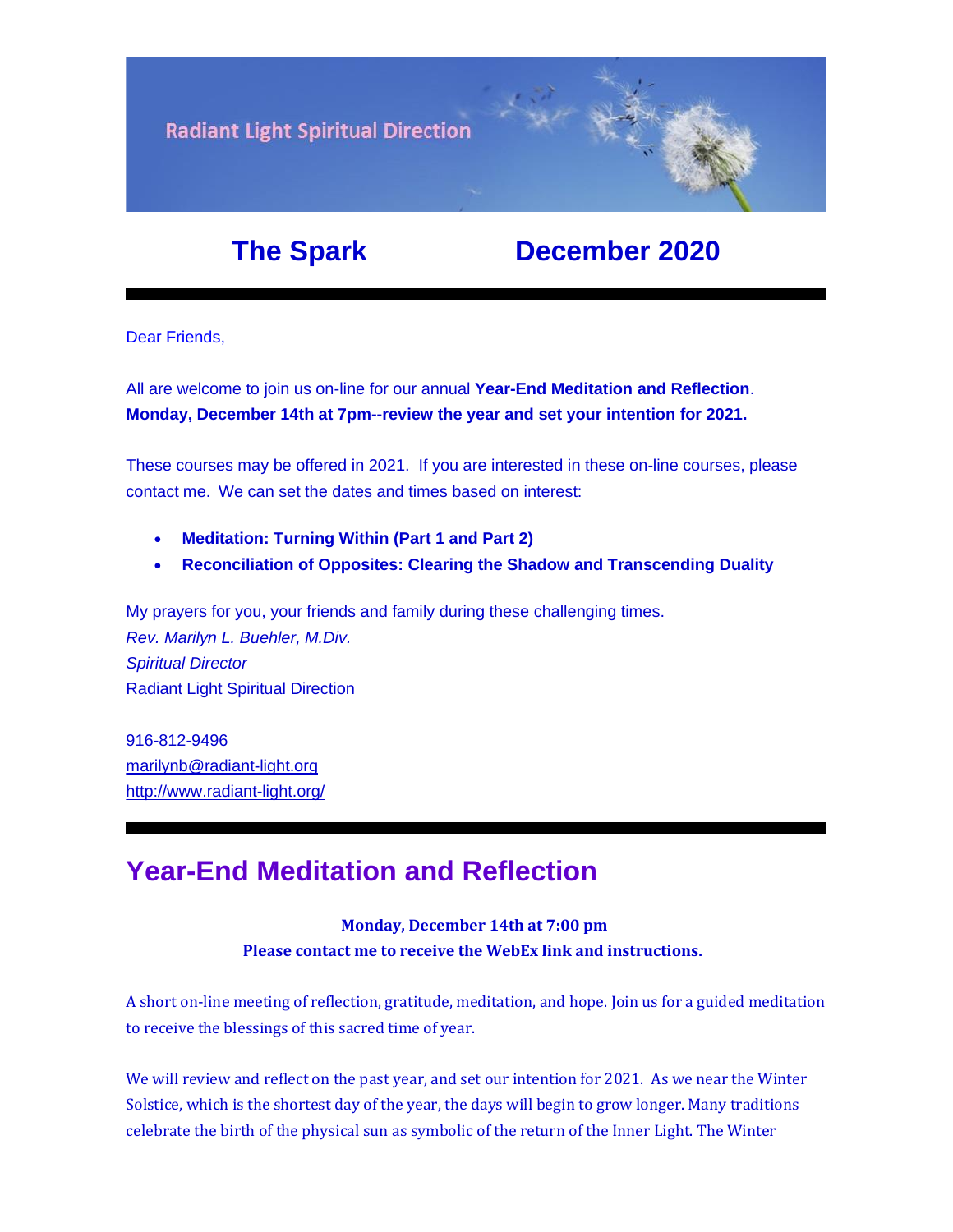Radiant Light Spiritual Direction

# The Spark December 2020

Dear Friends,

All are welcome to join us on-line for our annual **Year-End Meditation and Reflection**. **Monday, December 14th at 7pm--review the year and set your intention for 2021.**

These courses may be offered in 2021. If you are interested in these on-line courses, please contact me. We can set the dates and times based on interest:

- **Meditation: Turning Within (Part 1 and Part 2)**
- **Reconciliation of Opposites: Clearing the Shadow and Transcending Duality**

My prayers for you, your friends and family during these challenging times.
*Rev. Marilyn L. Buehler, M.Div.*
*Spiritual Director*
Radiant Light Spiritual Direction

916-812-9496
marilynb@radiant-light.org
http://www.radiant-light.org/

## Year-End Meditation and Reflection

**Monday, December 14th at 7:00 pm**
**Please contact me to receive the WebEx link and instructions.**

A short on-line meeting of reflection, gratitude, meditation, and hope. Join us for a guided meditation to receive the blessings of this sacred time of year.

We will review and reflect on the past year, and set our intention for 2021. As we near the Winter Solstice, which is the shortest day of the year, the days will begin to grow longer. Many traditions celebrate the birth of the physical sun as symbolic of the return of the Inner Light. The Winter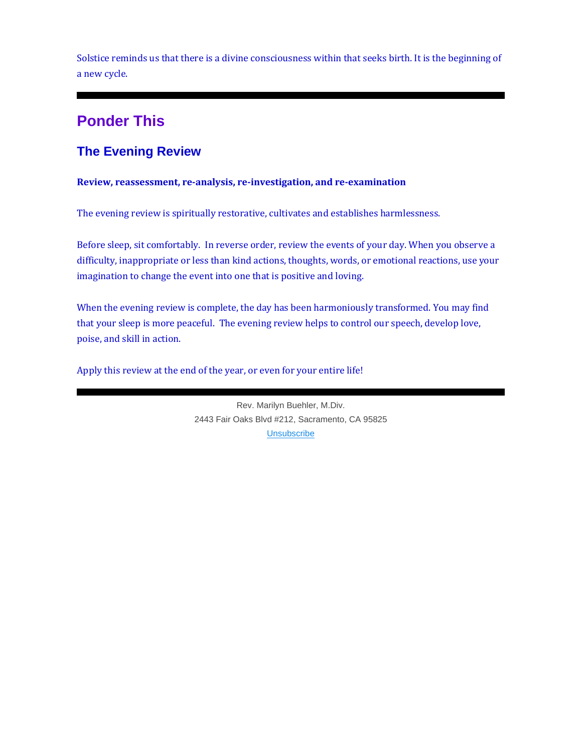Solstice reminds us that there is a divine consciousness within that seeks birth. It is the beginning of a new cycle.

---

## Ponder This

### The Evening Review

**Review, reassessment, re-analysis, re-investigation, and re-examination**

The evening review is spiritually restorative, cultivates and establishes harmlessness.

Before sleep, sit comfortably. In reverse order, review the events of your day. When you observe a difficulty, inappropriate or less than kind actions, thoughts, words, or emotional reactions, use your imagination to change the event into one that is positive and loving.

When the evening review is complete, the day has been harmoniously transformed. You may find that your sleep is more peaceful. The evening review helps to control our speech, develop love, poise, and skill in action.

Apply this review at the end of the year, or even for your entire life!

---

Rev. Marilyn Buehler, M.Div.
2443 Fair Oaks Blvd #212, Sacramento, CA 95825
Unsubscribe